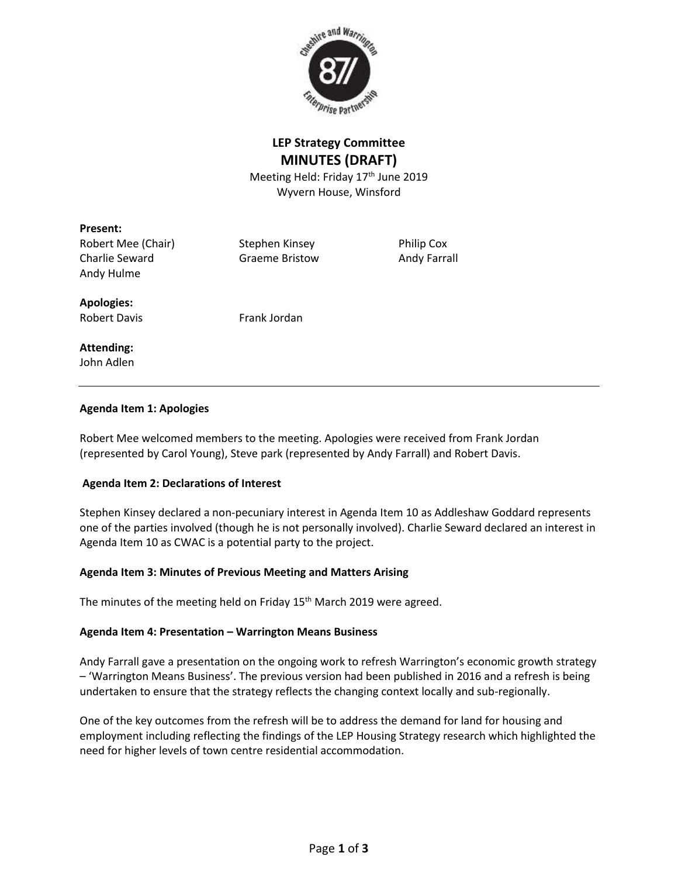# LEP Strategy Committee

## MINUTES (DRAFT)

Meeting Held: Friday 17th June 2019
Wyvern House, Winsford

**Present:**

Robert Mee (Chair)
Stephen Kinsey
Philip Cox
Charlie Seward
Graeme Bristow
Andy Farrall
Andy Hulme

**Apologies:**

Robert Davis
Frank Jordan

**Attending:**

John Adlen

---

**Agenda Item 1: Apologies**

Robert Mee welcomed members to the meeting. Apologies were received from Frank Jordan (represented by Carol Young), Steve park (represented by Andy Farrall) and Robert Davis.

**Agenda Item 2: Declarations of Interest**

Stephen Kinsey declared a non-pecuniary interest in Agenda Item 10 as Addleshaw Goddard represents one of the parties involved (though he is not personally involved). Charlie Seward declared an interest in Agenda Item 10 as CWAC is a potential party to the project.

**Agenda Item 3: Minutes of Previous Meeting and Matters Arising**

The minutes of the meeting held on Friday 15th March 2019 were agreed.

**Agenda Item 4: Presentation – Warrington Means Business**

Andy Farrall gave a presentation on the ongoing work to refresh Warrington's economic growth strategy – 'Warrington Means Business'. The previous version had been published in 2016 and a refresh is being undertaken to ensure that the strategy reflects the changing context locally and sub-regionally.

One of the key outcomes from the refresh will be to address the demand for land for housing and employment including reflecting the findings of the LEP Housing Strategy research which highlighted the need for higher levels of town centre residential accommodation.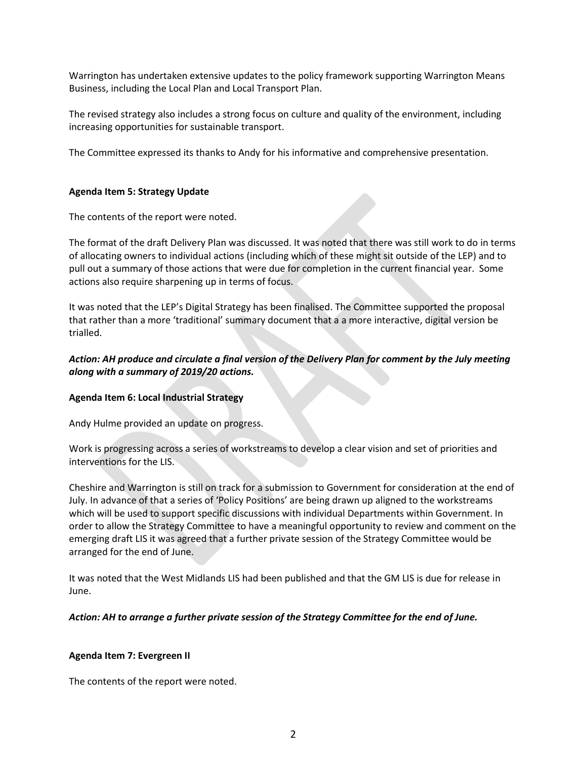Warrington has undertaken extensive updates to the policy framework supporting Warrington Means Business, including the Local Plan and Local Transport Plan.

The revised strategy also includes a strong focus on culture and quality of the environment, including increasing opportunities for sustainable transport.

The Committee expressed its thanks to Andy for his informative and comprehensive presentation.

**Agenda Item 5: Strategy Update**

The contents of the report were noted.

The format of the draft Delivery Plan was discussed. It was noted that there was still work to do in terms of allocating owners to individual actions (including which of these might sit outside of the LEP) and to pull out a summary of those actions that were due for completion in the current financial year. Some actions also require sharpening up in terms of focus.

It was noted that the LEP's Digital Strategy has been finalised. The Committee supported the proposal that rather than a more 'traditional' summary document that a a more interactive, digital version be trialled.

***Action: AH produce and circulate a final version of the Delivery Plan for comment by the July meeting along with a summary of 2019/20 actions.***

**Agenda Item 6: Local Industrial Strategy**

Andy Hulme provided an update on progress.

Work is progressing across a series of workstreams to develop a clear vision and set of priorities and interventions for the LIS.

Cheshire and Warrington is still on track for a submission to Government for consideration at the end of July. In advance of that a series of 'Policy Positions' are being drawn up aligned to the workstreams which will be used to support specific discussions with individual Departments within Government. In order to allow the Strategy Committee to have a meaningful opportunity to review and comment on the emerging draft LIS it was agreed that a further private session of the Strategy Committee would be arranged for the end of June.

It was noted that the West Midlands LIS had been published and that the GM LIS is due for release in June.

***Action: AH to arrange a further private session of the Strategy Committee for the end of June.***

**Agenda Item 7: Evergreen II**

The contents of the report were noted.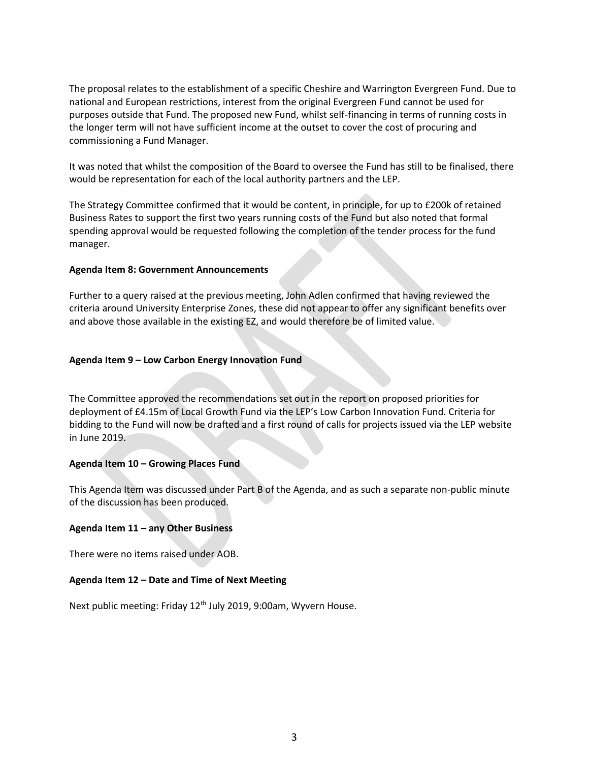The proposal relates to the establishment of a specific Cheshire and Warrington Evergreen Fund. Due to national and European restrictions, interest from the original Evergreen Fund cannot be used for purposes outside that Fund. The proposed new Fund, whilst self-financing in terms of running costs in the longer term will not have sufficient income at the outset to cover the cost of procuring and commissioning a Fund Manager.

It was noted that whilst the composition of the Board to oversee the Fund has still to be finalised, there would be representation for each of the local authority partners and the LEP.

The Strategy Committee confirmed that it would be content, in principle, for up to £200k of retained Business Rates to support the first two years running costs of the Fund but also noted that formal spending approval would be requested following the completion of the tender process for the fund manager.

**Agenda Item 8: Government Announcements**

Further to a query raised at the previous meeting, John Adlen confirmed that having reviewed the criteria around University Enterprise Zones, these did not appear to offer any significant benefits over and above those available in the existing EZ, and would therefore be of limited value.

**Agenda Item 9 – Low Carbon Energy Innovation Fund**

The Committee approved the recommendations set out in the report on proposed priorities for deployment of £4.15m of Local Growth Fund via the LEP's Low Carbon Innovation Fund. Criteria for bidding to the Fund will now be drafted and a first round of calls for projects issued via the LEP website in June 2019.

**Agenda Item 10 – Growing Places Fund**

This Agenda Item was discussed under Part B of the Agenda, and as such a separate non-public minute of the discussion has been produced.

**Agenda Item 11 – any Other Business**

There were no items raised under AOB.

**Agenda Item 12 – Date and Time of Next Meeting**

Next public meeting: Friday 12th July 2019, 9:00am, Wyvern House.